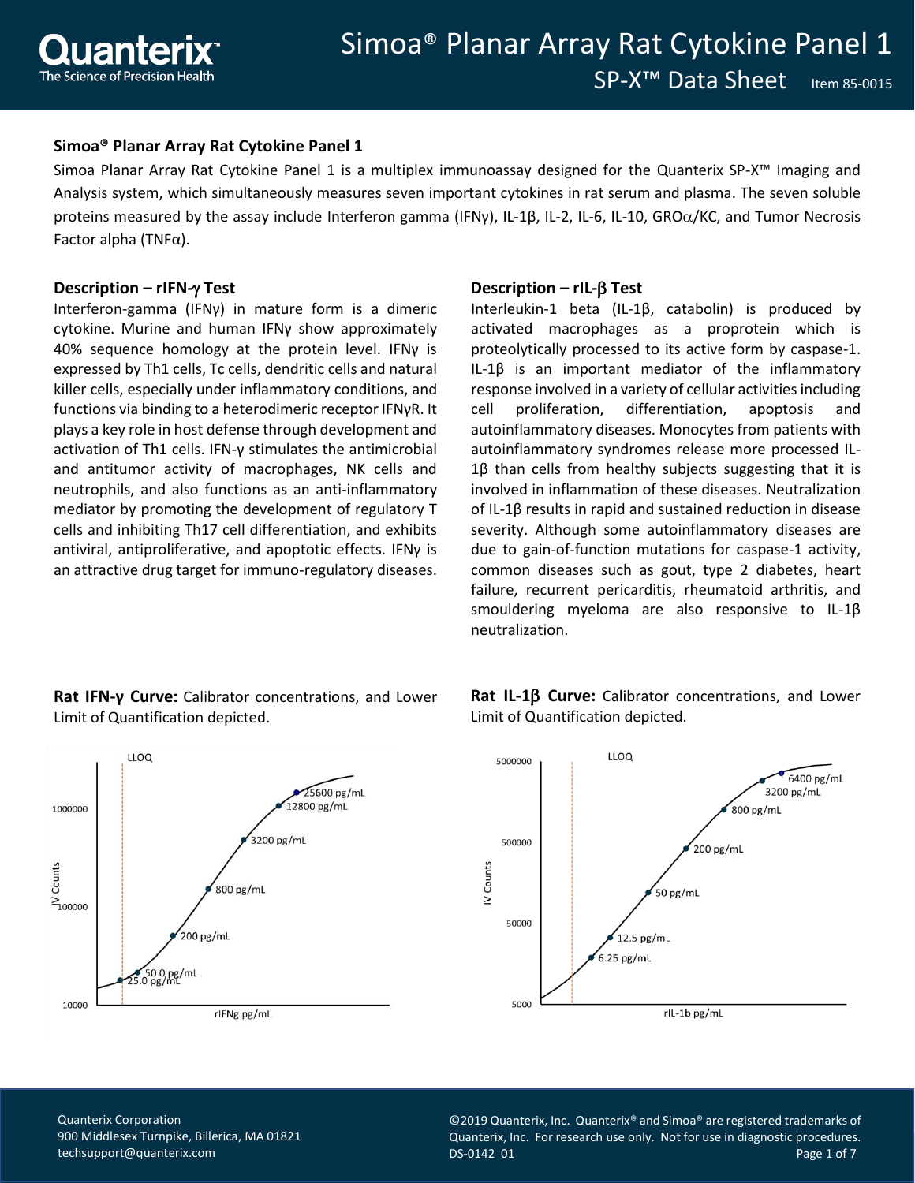# Simoa® Planar Array Rat Cytokine Panel 1

## SP-X™ Data Sheet

Item 85-0015

### Simoa® Planar Array Rat Cytokine Panel 1

Simoa Planar Array Rat Cytokine Panel 1 is a multiplex immunoassay designed for the Quanterix SP-X™ Imaging and Analysis system, which simultaneously measures seven important cytokines in rat serum and plasma. The seven soluble proteins measured by the assay include Interferon gamma (IFNγ), IL-1β, IL-2, IL-6, IL-10, GROα/KC, and Tumor Necrosis Factor alpha (TNFα).

### Description – rIFN-γ Test

Interferon-gamma (IFNγ) in mature form is a dimeric cytokine. Murine and human IFNγ show approximately 40% sequence homology at the protein level. IFNγ is expressed by Th1 cells, Tc cells, dendritic cells and natural killer cells, especially under inflammatory conditions, and functions via binding to a heterodimeric receptor IFNγR. It plays a key role in host defense through development and activation of Th1 cells. IFN-γ stimulates the antimicrobial and antitumor activity of macrophages, NK cells and neutrophils, and also functions as an anti-inflammatory mediator by promoting the development of regulatory T cells and inhibiting Th17 cell differentiation, and exhibits antiviral, antiproliferative, and apoptotic effects. IFNγ is an attractive drug target for immuno-regulatory diseases.

**Rat IFN-γ Curve:** Calibrator concentrations, and Lower Limit of Quantification depicted.

### Description – rIL-β Test

Interleukin-1 beta (IL-1β, catabolin) is produced by activated macrophages as a proprotein which is proteolytically processed to its active form by caspase-1. IL-1β is an important mediator of the inflammatory response involved in a variety of cellular activities including cell proliferation, differentiation, apoptosis and autoinflammatory diseases. Monocytes from patients with autoinflammatory syndromes release more processed IL-1β than cells from healthy subjects suggesting that it is involved in inflammation of these diseases. Neutralization of IL-1β results in rapid and sustained reduction in disease severity. Although some autoinflammatory diseases are due to gain-of-function mutations for caspase-1 activity, common diseases such as gout, type 2 diabetes, heart failure, recurrent pericarditis, rheumatoid arthritis, and smouldering myeloma are also responsive to IL-1β neutralization.

**Rat IL-1β Curve:** Calibrator concentrations, and Lower Limit of Quantification depicted.

Quanterix Corporation
900 Middlesex Turnpike, Billerica, MA 01821
techsupport@quanterix.com

©2019 Quanterix, Inc. Quanterix® and Simoa® are registered trademarks of Quanterix, Inc. For research use only. Not for use in diagnostic procedures.
DS-0142 01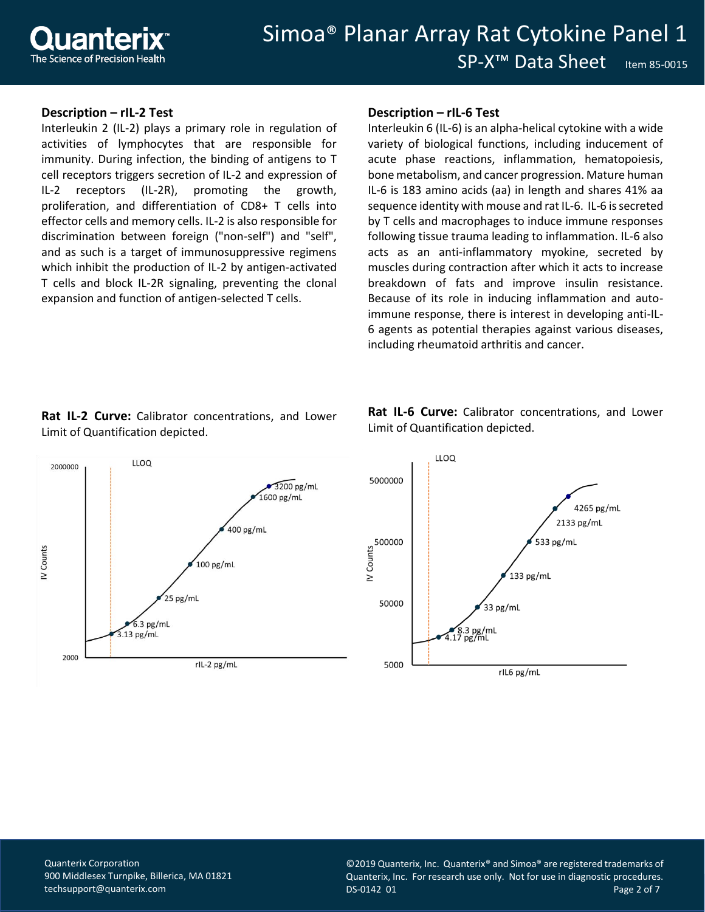### Description – rIL-2 Test

Interleukin 2 (IL-2) plays a primary role in regulation of activities of lymphocytes that are responsible for immunity. During infection, the binding of antigens to T cell receptors triggers secretion of IL-2 and expression of IL-2 receptors (IL-2R), promoting the growth, proliferation, and differentiation of CD8+ T cells into effector cells and memory cells. IL-2 is also responsible for discrimination between foreign ("non-self") and "self", and as such is a target of immunosuppressive regimens which inhibit the production of IL-2 by antigen-activated T cells and block IL-2R signaling, preventing the clonal expansion and function of antigen-selected T cells.

### Description – rIL-6 Test

Interleukin 6 (IL-6) is an alpha-helical cytokine with a wide variety of biological functions, including inducement of acute phase reactions, inflammation, hematopoiesis, bone metabolism, and cancer progression. Mature human IL-6 is 183 amino acids (aa) in length and shares 41% aa sequence identity with mouse and rat IL-6. IL-6 is secreted by T cells and macrophages to induce immune responses following tissue trauma leading to inflammation. IL-6 also acts as an anti-inflammatory myokine, secreted by muscles during contraction after which it acts to increase breakdown of fats and improve insulin resistance. Because of its role in inducing inflammation and auto-immune response, there is interest in developing anti-IL-6 agents as potential therapies against various diseases, including rheumatoid arthritis and cancer.

**Rat IL-2 Curve:** Calibrator concentrations, and Lower Limit of Quantification depicted.

**Rat IL-6 Curve:** Calibrator concentrations, and Lower Limit of Quantification depicted.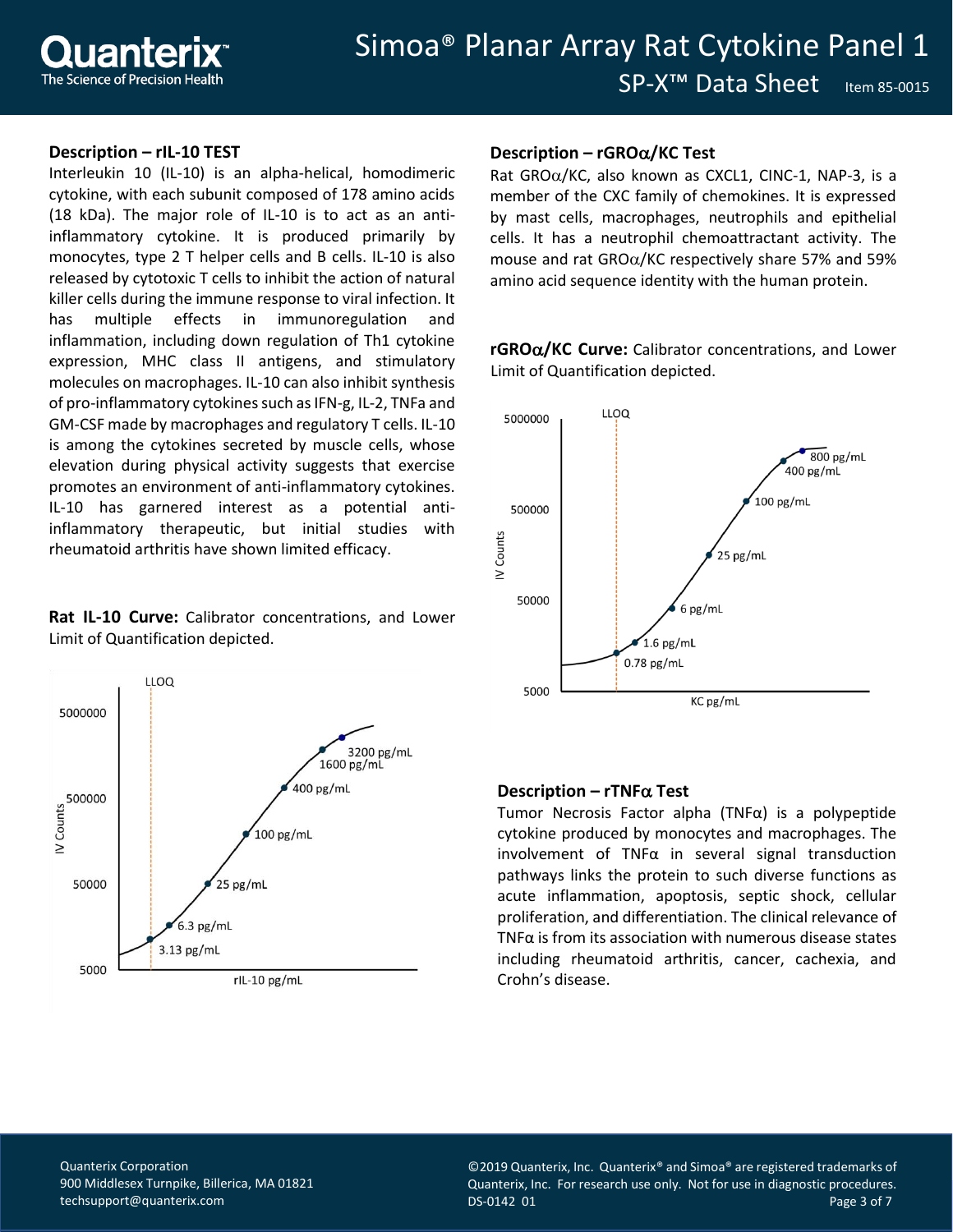## Description – rIL-10 TEST

Interleukin 10 (IL-10) is an alpha-helical, homodimeric cytokine, with each subunit composed of 178 amino acids (18 kDa). The major role of IL-10 is to act as an anti-inflammatory cytokine. It is produced primarily by monocytes, type 2 T helper cells and B cells. IL-10 is also released by cytotoxic T cells to inhibit the action of natural killer cells during the immune response to viral infection. It has multiple effects in immunoregulation and inflammation, including down regulation of Th1 cytokine expression, MHC class II antigens, and stimulatory molecules on macrophages. IL-10 can also inhibit synthesis of pro-inflammatory cytokines such as IFN-g, IL-2, TNFa and GM-CSF made by macrophages and regulatory T cells. IL-10 is among the cytokines secreted by muscle cells, whose elevation during physical activity suggests that exercise promotes an environment of anti-inflammatory cytokines. IL-10 has garnered interest as a potential anti-inflammatory therapeutic, but initial studies with rheumatoid arthritis have shown limited efficacy.

**Rat IL-10 Curve:** Calibrator concentrations, and Lower Limit of Quantification depicted.

## Description – rGROα/KC Test

Rat GROα/KC, also known as CXCL1, CINC-1, NAP-3, is a member of the CXC family of chemokines. It is expressed by mast cells, macrophages, neutrophils and epithelial cells. It has a neutrophil chemoattractant activity. The mouse and rat GROα/KC respectively share 57% and 59% amino acid sequence identity with the human protein.

**rGROα/KC Curve:** Calibrator concentrations, and Lower Limit of Quantification depicted.

## Description – rTNFα Test

Tumor Necrosis Factor alpha (TNFα) is a polypeptide cytokine produced by monocytes and macrophages. The involvement of TNFα in several signal transduction pathways links the protein to such diverse functions as acute inflammation, apoptosis, septic shock, cellular proliferation, and differentiation. The clinical relevance of TNFα is from its association with numerous disease states including rheumatoid arthritis, cancer, cachexia, and Crohn's disease.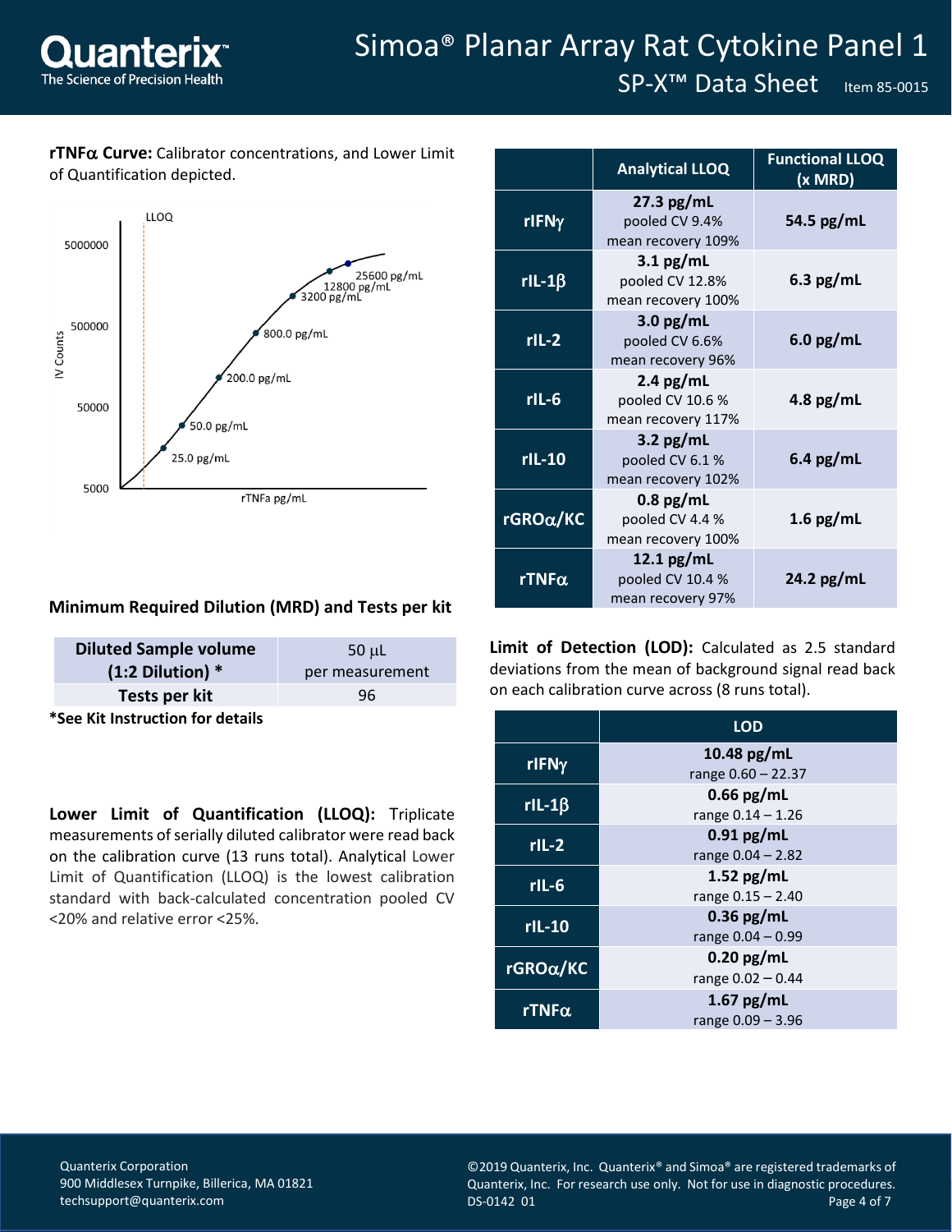**rTNFα Curve:** Calibrator concentrations, and Lower Limit of Quantification depicted.

| | Analytical LLOQ | Functional LLOQ (x MRD) |
|---|---|---|
| rIFNγ | **27.3 pg/mL** pooled CV 9.4% mean recovery 109% | **54.5 pg/mL** |
| rIL-1β | **3.1 pg/mL** pooled CV 12.8% mean recovery 100% | **6.3 pg/mL** |
| rIL-2 | **3.0 pg/mL** pooled CV 6.6% mean recovery 96% | **6.0 pg/mL** |
| rIL-6 | **2.4 pg/mL** pooled CV 10.6 % mean recovery 117% | **4.8 pg/mL** |
| rIL-10 | **3.2 pg/mL** pooled CV 6.1 % mean recovery 102% | **6.4 pg/mL** |
| rGROα/KC | **0.8 pg/mL** pooled CV 4.4 % mean recovery 100% | **1.6 pg/mL** |
| rTNFα | **12.1 pg/mL** pooled CV 10.4 % mean recovery 97% | **24.2 pg/mL** |

## Minimum Required Dilution (MRD) and Tests per kit

| Diluted Sample volume (1:2 Dilution) * | 50 µL per measurement |
|---|---|
| Tests per kit | 96 |

***See Kit Instruction for details**

**Limit of Detection (LOD):** Calculated as 2.5 standard deviations from the mean of background signal read back on each calibration curve across (8 runs total).

| | LOD |
|---|---|
| rIFNγ | **10.48 pg/mL** range 0.60 – 22.37 |
| rIL-1β | **0.66 pg/mL** range 0.14 – 1.26 |
| rIL-2 | **0.91 pg/mL** range 0.04 – 2.82 |
| rIL-6 | **1.52 pg/mL** range 0.15 – 2.40 |
| rIL-10 | **0.36 pg/mL** range 0.04 – 0.99 |
| rGROα/KC | **0.20 pg/mL** range 0.02 – 0.44 |
| rTNFα | **1.67 pg/mL** range 0.09 – 3.96 |

**Lower Limit of Quantification (LLOQ):** Triplicate measurements of serially diluted calibrator were read back on the calibration curve (13 runs total). Analytical Lower Limit of Quantification (LLOQ) is the lowest calibration standard with back-calculated concentration pooled CV <20% and relative error <25%.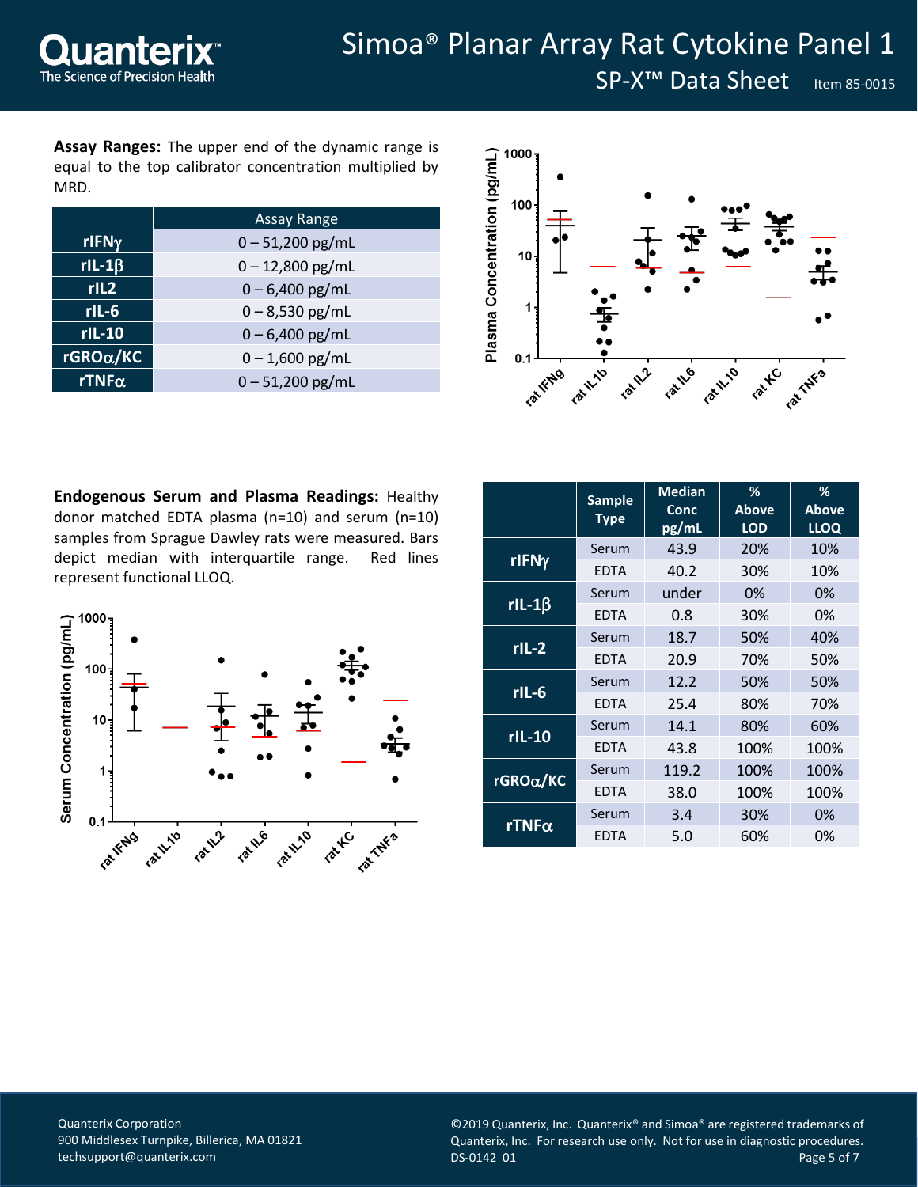**Assay Ranges:** The upper end of the dynamic range is equal to the top calibrator concentration multiplied by MRD.

| | Assay Range |
|---|---|
| rIFNγ | 0 – 51,200 pg/mL |
| rIL-1β | 0 – 12,800 pg/mL |
| rIL2 | 0 – 6,400 pg/mL |
| rIL-6 | 0 – 8,530 pg/mL |
| rIL-10 | 0 – 6,400 pg/mL |
| rGROα/KC | 0 – 1,600 pg/mL |
| rTNFα | 0 – 51,200 pg/mL |

**Endogenous Serum and Plasma Readings:** Healthy donor matched EDTA plasma (n=10) and serum (n=10) samples from Sprague Dawley rats were measured. Bars depict median with interquartile range. Red lines represent functional LLOQ.

| | Sample Type | Median Conc pg/mL | % Above LOD | % Above LLOQ |
|---|---|---|---|---|
| rIFNγ | Serum | 43.9 | 20% | 10% |
| | EDTA | 40.2 | 30% | 10% |
| rIL-1β | Serum | under | 0% | 0% |
| | EDTA | 0.8 | 30% | 0% |
| rIL-2 | Serum | 18.7 | 50% | 40% |
| | EDTA | 20.9 | 70% | 50% |
| rIL-6 | Serum | 12.2 | 50% | 50% |
| | EDTA | 25.4 | 80% | 70% |
| rIL-10 | Serum | 14.1 | 80% | 60% |
| | EDTA | 43.8 | 100% | 100% |
| rGROα/KC | Serum | 119.2 | 100% | 100% |
| | EDTA | 38.0 | 100% | 100% |
| rTNFα | Serum | 3.4 | 30% | 0% |
| | EDTA | 5.0 | 60% | 0% |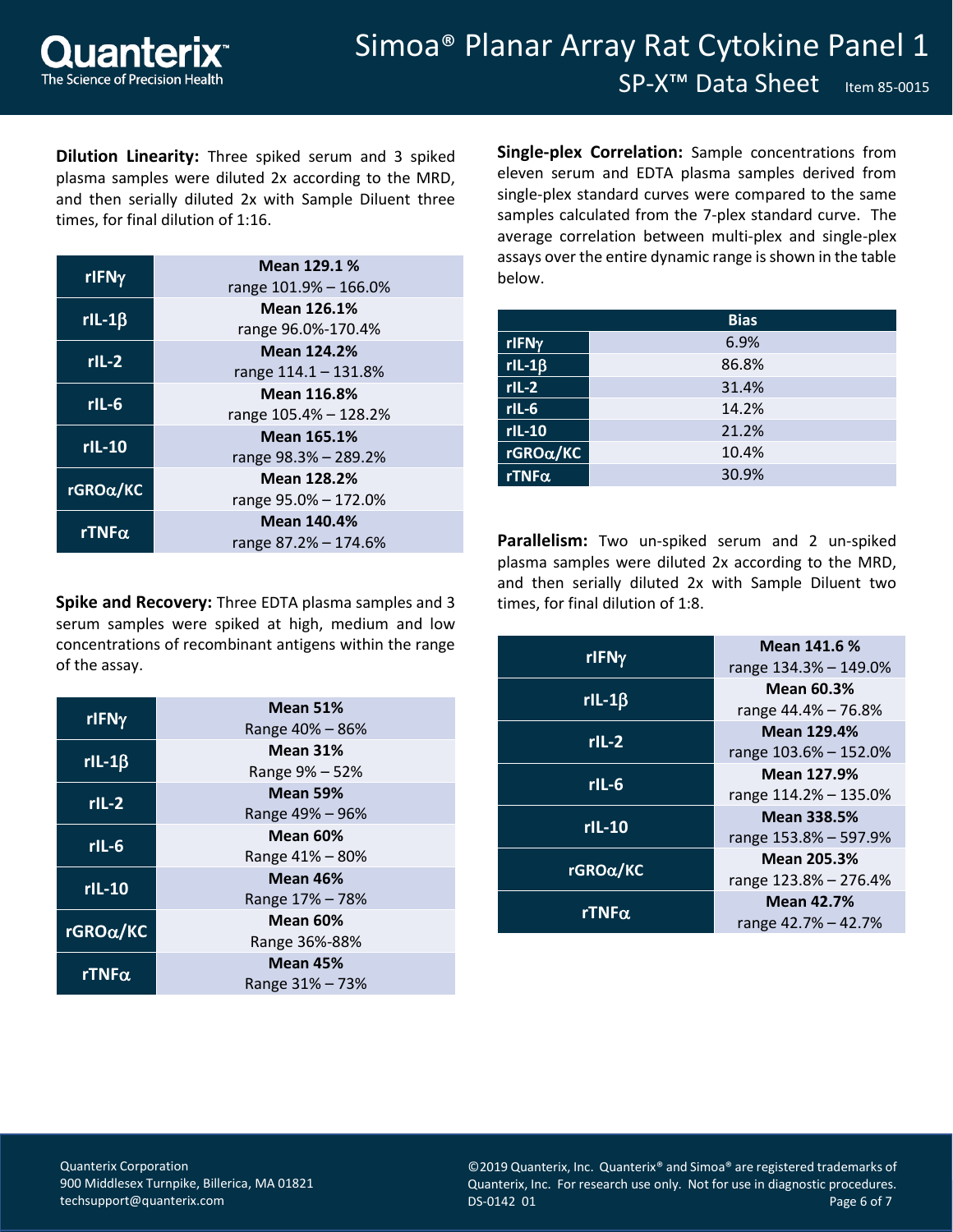**Dilution Linearity:** Three spiked serum and 3 spiked plasma samples were diluted 2x according to the MRD, and then serially diluted 2x with Sample Diluent three times, for final dilution of 1:16.

| | |
|---|---|
| rIFNγ | **Mean 129.1 %** range 101.9% – 166.0% |
| rIL-1β | **Mean 126.1%** range 96.0%-170.4% |
| rIL-2 | **Mean 124.2%** range 114.1 – 131.8% |
| rIL-6 | **Mean 116.8%** range 105.4% – 128.2% |
| rIL-10 | **Mean 165.1%** range 98.3% – 289.2% |
| rGROα/KC | **Mean 128.2%** range 95.0% – 172.0% |
| rTNFα | **Mean 140.4%** range 87.2% – 174.6% |

**Spike and Recovery:** Three EDTA plasma samples and 3 serum samples were spiked at high, medium and low concentrations of recombinant antigens within the range of the assay.

| | |
|---|---|
| rIFNγ | **Mean 51%** Range 40% – 86% |
| rIL-1β | **Mean 31%** Range 9% – 52% |
| rIL-2 | **Mean 59%** Range 49% – 96% |
| rIL-6 | **Mean 60%** Range 41% – 80% |
| rIL-10 | **Mean 46%** Range 17% – 78% |
| rGROα/KC | **Mean 60%** Range 36%-88% |
| rTNFα | **Mean 45%** Range 31% – 73% |

**Single-plex Correlation:** Sample concentrations from eleven serum and EDTA plasma samples derived from single-plex standard curves were compared to the same samples calculated from the 7-plex standard curve. The average correlation between multi-plex and single-plex assays over the entire dynamic range is shown in the table below.

| | Bias |
|---|---|
| rIFNγ | 6.9% |
| rIL-1β | 86.8% |
| rIL-2 | 31.4% |
| rIL-6 | 14.2% |
| rIL-10 | 21.2% |
| rGROα/KC | 10.4% |
| rTNFα | 30.9% |

**Parallelism:** Two un-spiked serum and 2 un-spiked plasma samples were diluted 2x according to the MRD, and then serially diluted 2x with Sample Diluent two times, for final dilution of 1:8.

| | |
|---|---|
| rIFNγ | **Mean 141.6 %** range 134.3% – 149.0% |
| rIL-1β | **Mean 60.3%** range 44.4% – 76.8% |
| rIL-2 | **Mean 129.4%** range 103.6% – 152.0% |
| rIL-6 | **Mean 127.9%** range 114.2% – 135.0% |
| rIL-10 | **Mean 338.5%** range 153.8% – 597.9% |
| rGROα/KC | **Mean 205.3%** range 123.8% – 276.4% |
| rTNFα | **Mean 42.7%** range 42.7% – 42.7% |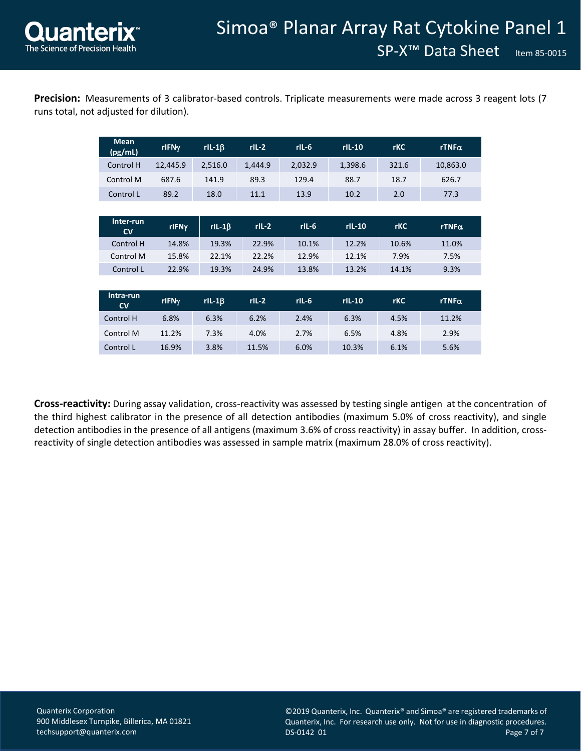**Precision:** Measurements of 3 calibrator-based controls. Triplicate measurements were made across 3 reagent lots (7 runs total, not adjusted for dilution).

| Mean (pg/mL) | rIFNγ | rIL-1β | rIL-2 | rIL-6 | rIL-10 | rKC | rTNFα |
|---|---|---|---|---|---|---|---|
| Control H | 12,445.9 | 2,516.0 | 1,444.9 | 2,032.9 | 1,398.6 | 321.6 | 10,863.0 |
| Control M | 687.6 | 141.9 | 89.3 | 129.4 | 88.7 | 18.7 | 626.7 |
| Control L | 89.2 | 18.0 | 11.1 | 13.9 | 10.2 | 2.0 | 77.3 |

| Inter-run CV | rIFNγ | rIL-1β | rIL-2 | rIL-6 | rIL-10 | rKC | rTNFα |
|---|---|---|---|---|---|---|---|
| Control H | 14.8% | 19.3% | 22.9% | 10.1% | 12.2% | 10.6% | 11.0% |
| Control M | 15.8% | 22.1% | 22.2% | 12.9% | 12.1% | 7.9% | 7.5% |
| Control L | 22.9% | 19.3% | 24.9% | 13.8% | 13.2% | 14.1% | 9.3% |

| Intra-run CV | rIFNγ | rIL-1β | rIL-2 | rIL-6 | rIL-10 | rKC | rTNFα |
|---|---|---|---|---|---|---|---|
| Control H | 6.8% | 6.3% | 6.2% | 2.4% | 6.3% | 4.5% | 11.2% |
| Control M | 11.2% | 7.3% | 4.0% | 2.7% | 6.5% | 4.8% | 2.9% |
| Control L | 16.9% | 3.8% | 11.5% | 6.0% | 10.3% | 6.1% | 5.6% |

**Cross-reactivity:** During assay validation, cross-reactivity was assessed by testing single antigen at the concentration of the third highest calibrator in the presence of all detection antibodies (maximum 5.0% of cross reactivity), and single detection antibodies in the presence of all antigens (maximum 3.6% of cross reactivity) in assay buffer. In addition, cross-reactivity of single detection antibodies was assessed in sample matrix (maximum 28.0% of cross reactivity).

Quanterix Corporation
900 Middlesex Turnpike, Billerica, MA 01821
techsupport@quanterix.com

©2019 Quanterix, Inc. Quanterix® and Simoa® are registered trademarks of Quanterix, Inc. For research use only. Not for use in diagnostic procedures.
DS-0142 01